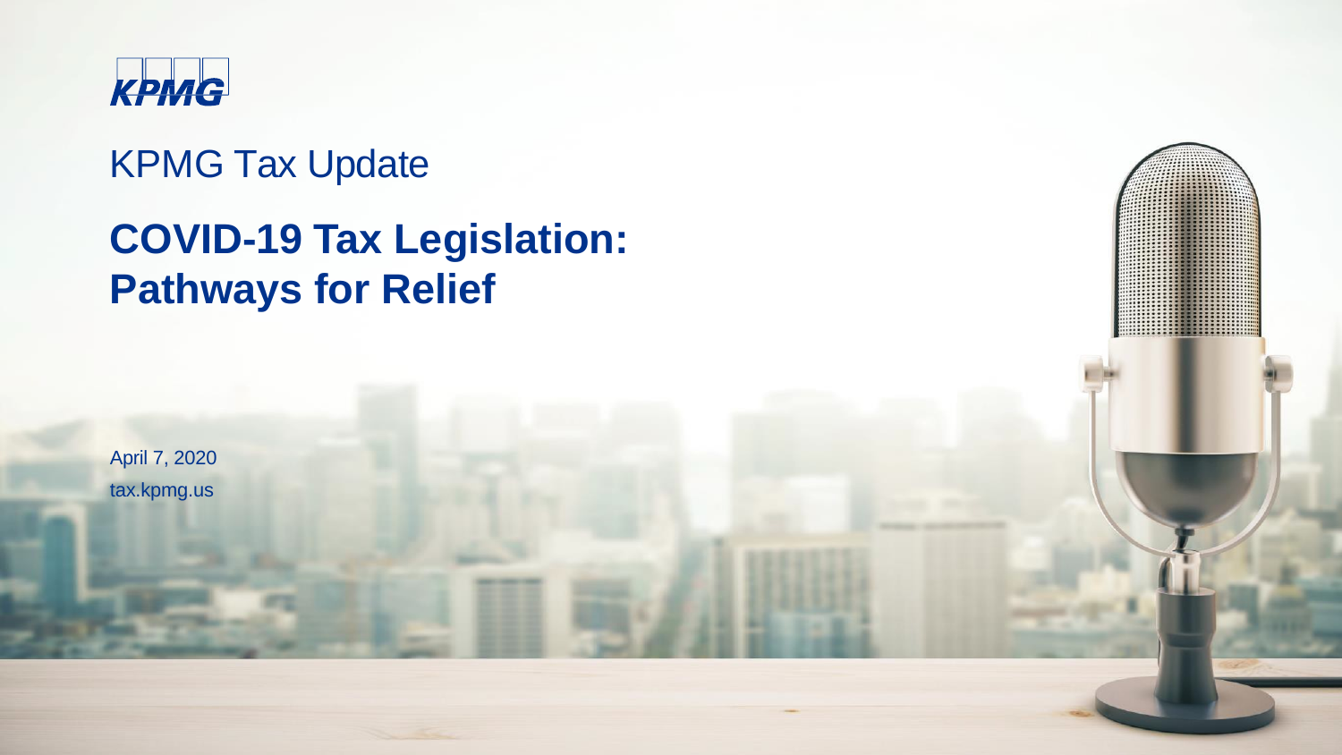KPMG

KPMG Tax Update

# COVID-19 Tax Legislation: Pathways for Relief

April 7, 2020

tax.kpmg.us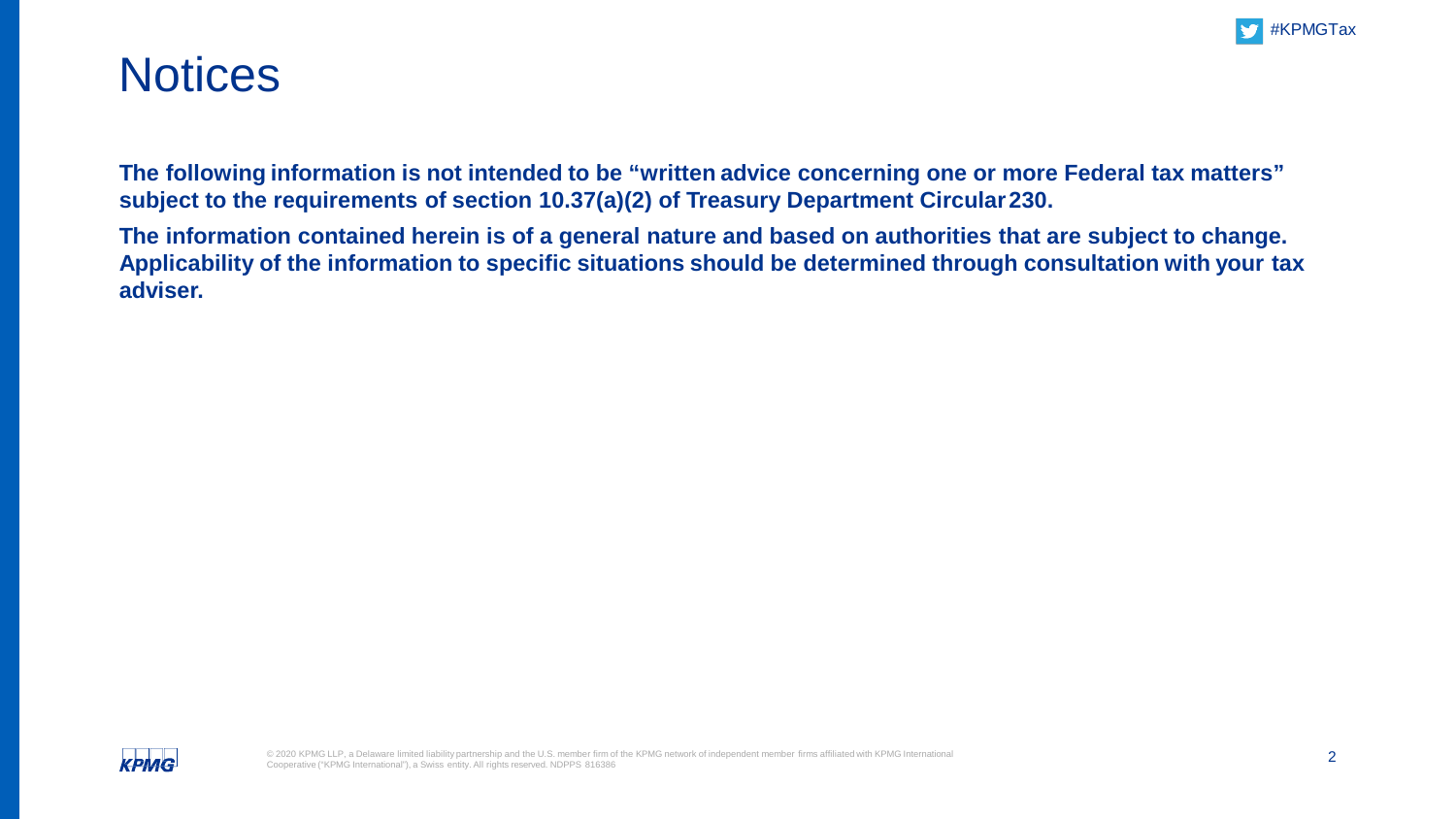# Notices

**The following information is not intended to be "written advice concerning one or more Federal tax matters" subject to the requirements of section 10.37(a)(2) of Treasury Department Circular 230.**

**The information contained herein is of a general nature and based on authorities that are subject to change. Applicability of the information to specific situations should be determined through consultation with your tax adviser.**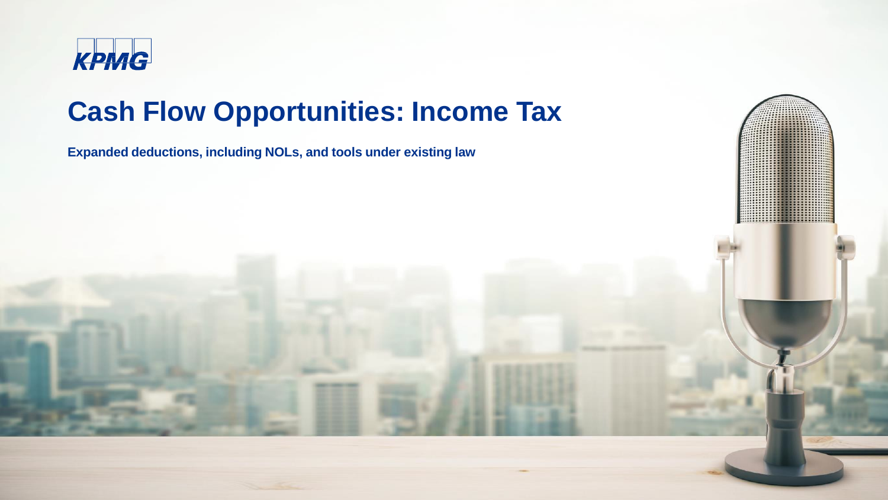# Cash Flow Opportunities: Income Tax

**Expanded deductions, including NOLs, and tools under existing law**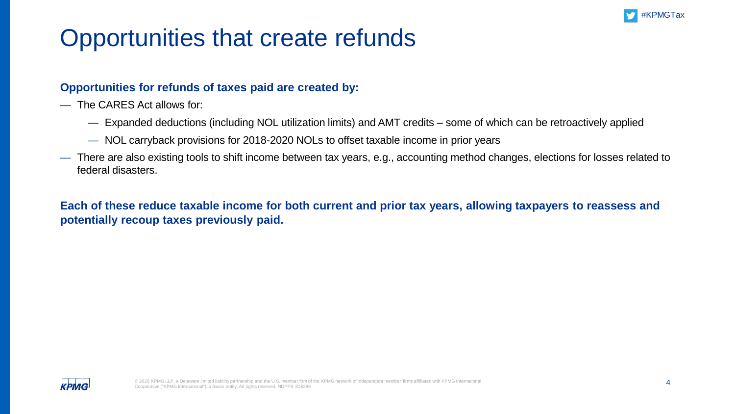# Opportunities that create refunds

**Opportunities for refunds of taxes paid are created by:**

- The CARES Act allows for:
  - Expanded deductions (including NOL utilization limits) and AMT credits – some of which can be retroactively applied
  - NOL carryback provisions for 2018-2020 NOLs to offset taxable income in prior years
- There are also existing tools to shift income between tax years, e.g., accounting method changes, elections for losses related to federal disasters.

**Each of these reduce taxable income for both current and prior tax years, allowing taxpayers to reassess and potentially recoup taxes previously paid.**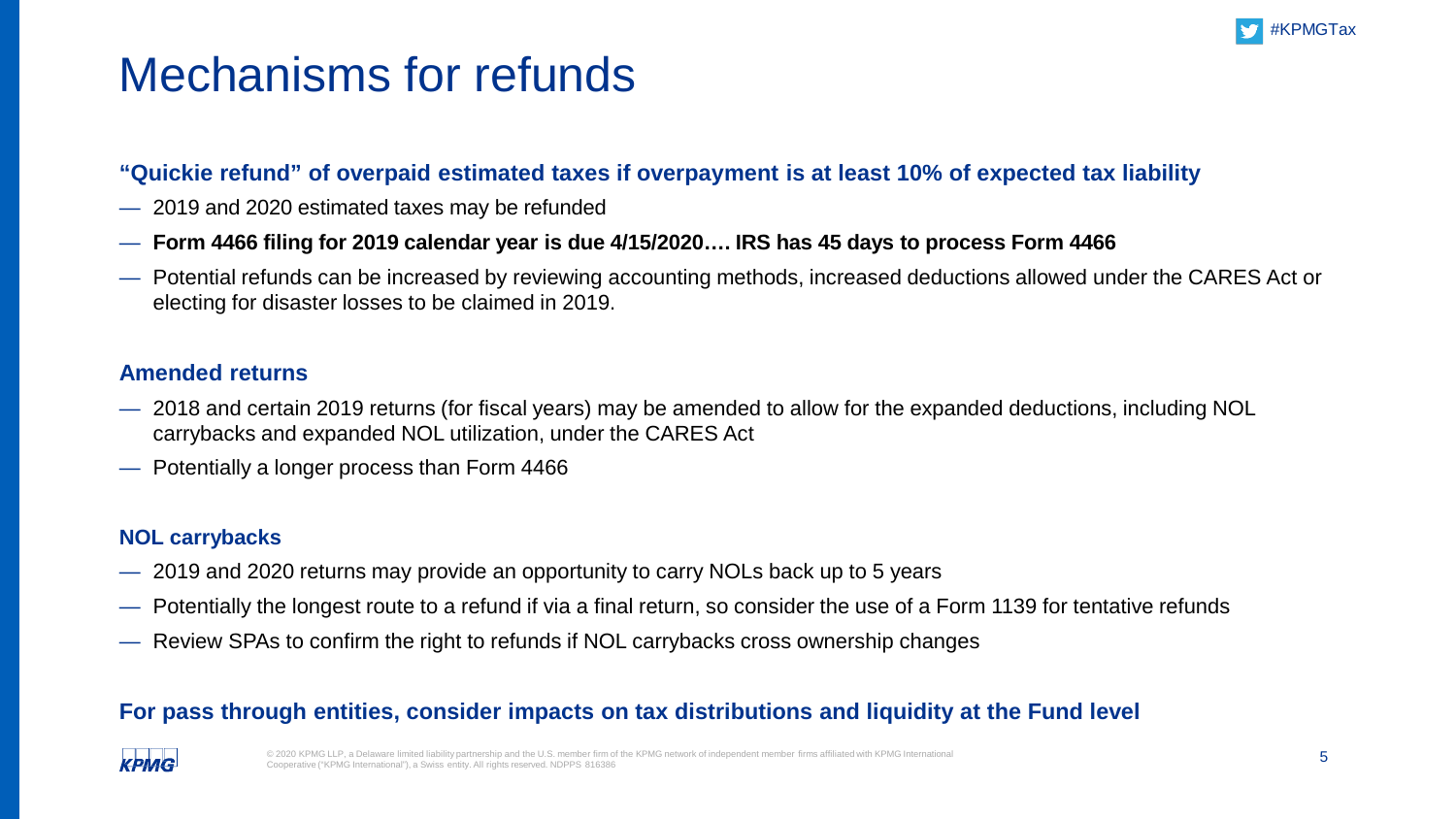# Mechanisms for refunds

**"Quickie refund" of overpaid estimated taxes if overpayment is at least 10% of expected tax liability**

- 2019 and 2020 estimated taxes may be refunded
- **Form 4466 filing for 2019 calendar year is due 4/15/2020…. IRS has 45 days to process Form 4466**
- Potential refunds can be increased by reviewing accounting methods, increased deductions allowed under the CARES Act or electing for disaster losses to be claimed in 2019.

**Amended returns**

- 2018 and certain 2019 returns (for fiscal years) may be amended to allow for the expanded deductions, including NOL carrybacks and expanded NOL utilization, under the CARES Act
- Potentially a longer process than Form 4466

**NOL carrybacks**

- 2019 and 2020 returns may provide an opportunity to carry NOLs back up to 5 years
- Potentially the longest route to a refund if via a final return, so consider the use of a Form 1139 for tentative refunds
- Review SPAs to confirm the right to refunds if NOL carrybacks cross ownership changes

**For pass through entities, consider impacts on tax distributions and liquidity at the Fund level**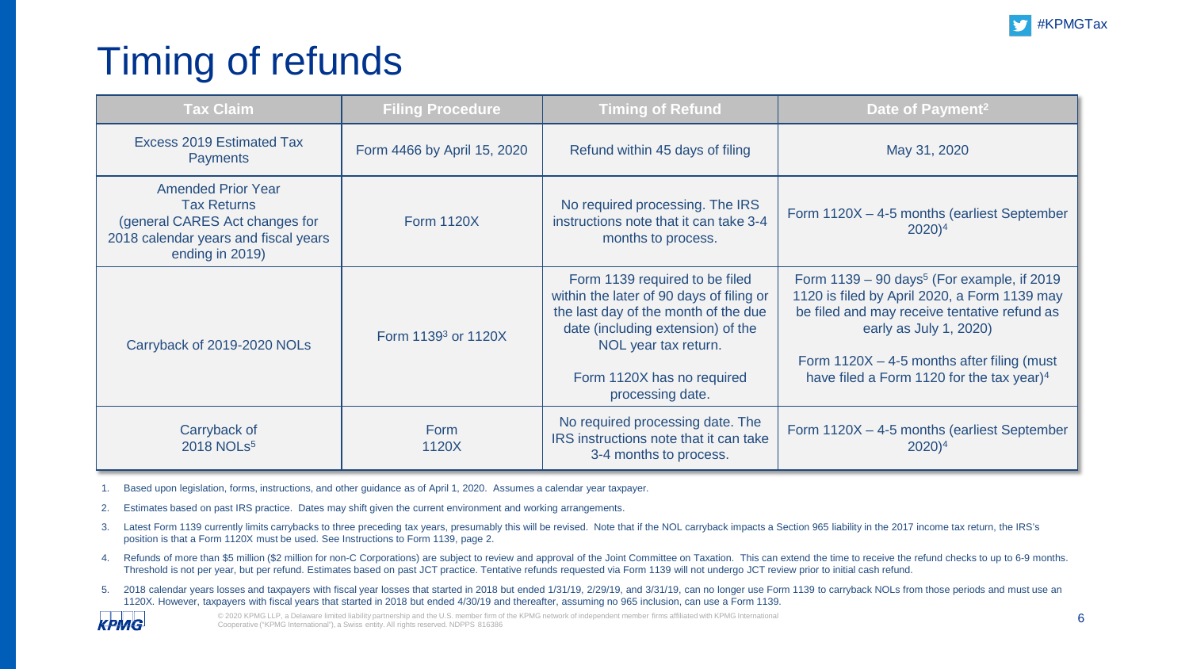# Timing of refunds

| Tax Claim | Filing Procedure | Timing of Refund | Date of Payment[2] |
|---|---|---|---|
| Excess 2019 Estimated Tax Payments | Form 4466 by April 15, 2020 | Refund within 45 days of filing | May 31, 2020 |
| Amended Prior Year Tax Returns (general CARES Act changes for 2018 calendar years and fiscal years ending in 2019) | Form 1120X | No required processing. The IRS instructions note that it can take 3-4 months to process. | Form 1120X – 4-5 months (earliest September 2020)[4] |
| Carryback of 2019-2020 NOLs | Form 1139[3] or 1120X | Form 1139 required to be filed within the later of 90 days of filing or the last day of the month of the due date (including extension) of the NOL year tax return.<br><br>Form 1120X has no required processing date. | Form 1139 – 90 days[5] (For example, if 2019 1120 is filed by April 2020, a Form 1139 may be filed and may receive tentative refund as early as July 1, 2020)<br><br>Form 1120X – 4-5 months after filing (must have filed a Form 1120 for the tax year)[4] |
| Carryback of 2018 NOLs[5] | Form 1120X | No required processing date. The IRS instructions note that it can take 3-4 months to process. | Form 1120X – 4-5 months (earliest September 2020)[4] |

1. Based upon legislation, forms, instructions, and other guidance as of April 1, 2020. Assumes a calendar year taxpayer.
2. Estimates based on past IRS practice. Dates may shift given the current environment and working arrangements.
3. Latest Form 1139 currently limits carrybacks to three preceding tax years, presumably this will be revised. Note that if the NOL carryback impacts a Section 965 liability in the 2017 income tax return, the IRS's position is that a Form 1120X must be used. See Instructions to Form 1139, page 2.
4. Refunds of more than $5 million ($2 million for non-C Corporations) are subject to review and approval of the Joint Committee on Taxation. This can extend the time to receive the refund checks to up to 6-9 months. Threshold is not per year, but per refund. Estimates based on past JCT practice. Tentative refunds requested via Form 1139 will not undergo JCT review prior to initial cash refund.
5. 2018 calendar years losses and taxpayers with fiscal year losses that started in 2018 but ended 1/31/19, 2/29/19, and 3/31/19, can no longer use Form 1139 to carryback NOLs from those periods and must use an 1120X. However, taxpayers with fiscal years that started in 2018 but ended 4/30/19 and thereafter, assuming no 965 inclusion, can use a Form 1139.

© 2020 KPMG LLP, a Delaware limited liability partnership and the U.S. member firm of the KPMG network of independent member firms affiliated with KPMG International Cooperative ("KPMG International"), a Swiss entity. All rights reserved. NDPPS 816386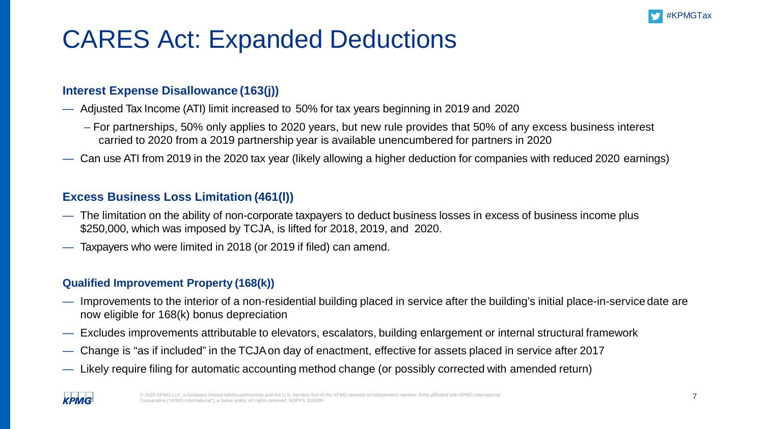# CARES Act: Expanded Deductions

### Interest Expense Disallowance (163(j))

- Adjusted Tax Income (ATI) limit increased to 50% for tax years beginning in 2019 and 2020
  - For partnerships, 50% only applies to 2020 years, but new rule provides that 50% of any excess business interest carried to 2020 from a 2019 partnership year is available unencumbered for partners in 2020
- Can use ATI from 2019 in the 2020 tax year (likely allowing a higher deduction for companies with reduced 2020 earnings)

### Excess Business Loss Limitation (461(l))

- The limitation on the ability of non-corporate taxpayers to deduct business losses in excess of business income plus $250,000, which was imposed by TCJA, is lifted for 2018, 2019, and 2020.
- Taxpayers who were limited in 2018 (or 2019 if filed) can amend.

### Qualified Improvement Property (168(k))

- Improvements to the interior of a non-residential building placed in service after the building's initial place-in-service date are now eligible for 168(k) bonus depreciation
- Excludes improvements attributable to elevators, escalators, building enlargement or internal structural framework
- Change is "as if included" in the TCJA on day of enactment, effective for assets placed in service after 2017
- Likely require filing for automatic accounting method change (or possibly corrected with amended return)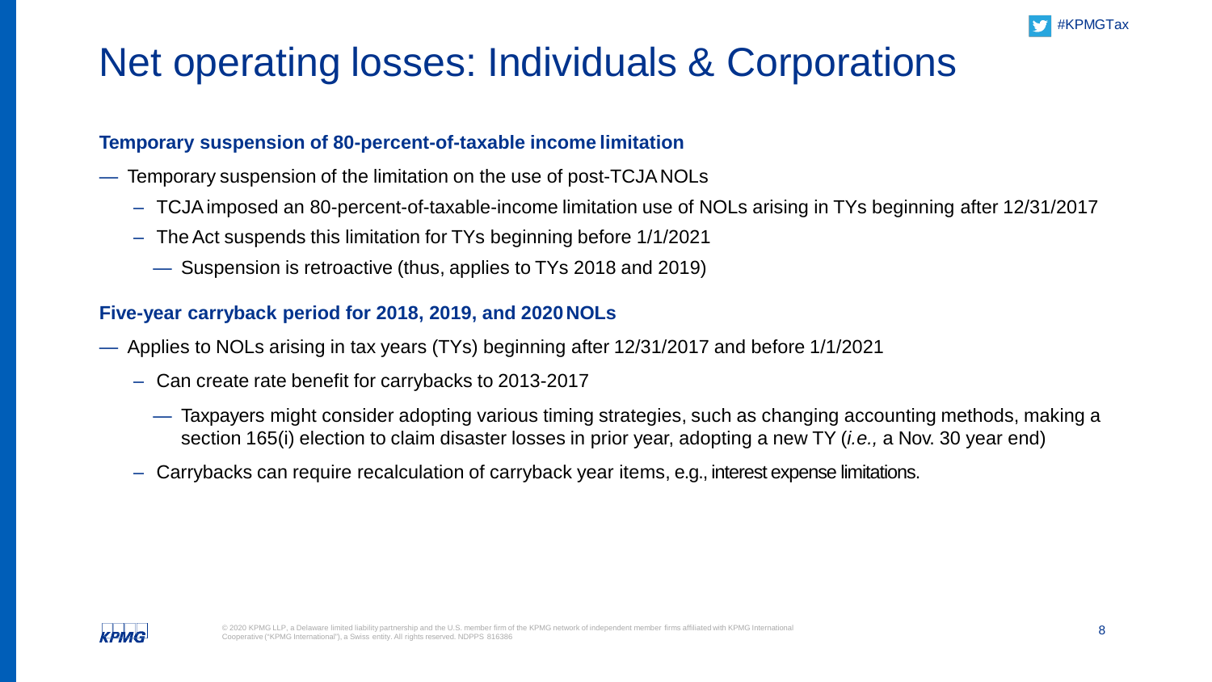# Net operating losses: Individuals & Corporations

**Temporary suspension of 80-percent-of-taxable income limitation**

- Temporary suspension of the limitation on the use of post-TCJA NOLs
  - TCJA imposed an 80-percent-of-taxable-income limitation use of NOLs arising in TYs beginning after 12/31/2017
  - The Act suspends this limitation for TYs beginning before 1/1/2021
    - Suspension is retroactive (thus, applies to TYs 2018 and 2019)

**Five-year carryback period for 2018, 2019, and 2020 NOLs**

- Applies to NOLs arising in tax years (TYs) beginning after 12/31/2017 and before 1/1/2021
  - Can create rate benefit for carrybacks to 2013-2017
    - Taxpayers might consider adopting various timing strategies, such as changing accounting methods, making a section 165(i) election to claim disaster losses in prior year, adopting a new TY (*i.e.,* a Nov. 30 year end)
  - Carrybacks can require recalculation of carryback year items, e.g., interest expense limitations.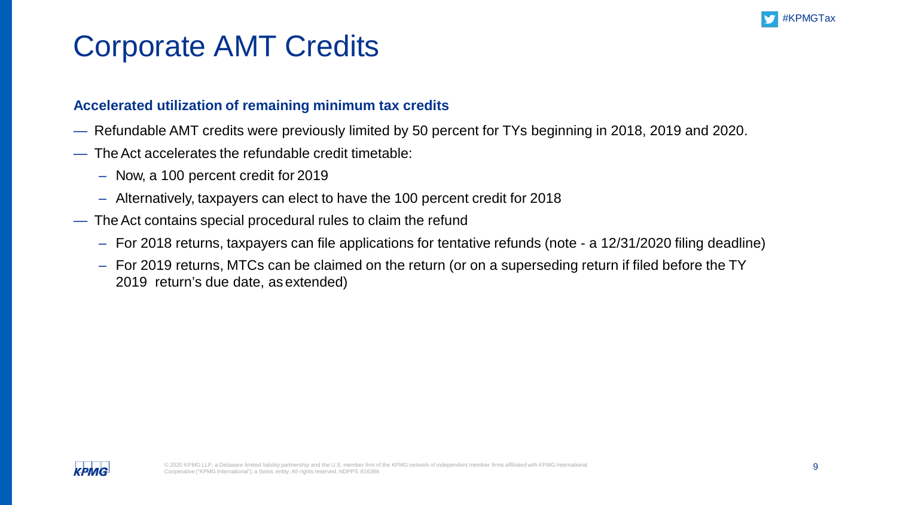# Corporate AMT Credits

### Accelerated utilization of remaining minimum tax credits

- Refundable AMT credits were previously limited by 50 percent for TYs beginning in 2018, 2019 and 2020.
- The Act accelerates the refundable credit timetable:
  - Now, a 100 percent credit for 2019
  - Alternatively, taxpayers can elect to have the 100 percent credit for 2018
- The Act contains special procedural rules to claim the refund
  - For 2018 returns, taxpayers can file applications for tentative refunds (note - a 12/31/2020 filing deadline)
  - For 2019 returns, MTCs can be claimed on the return (or on a superseding return if filed before the TY 2019 return's due date, as extended)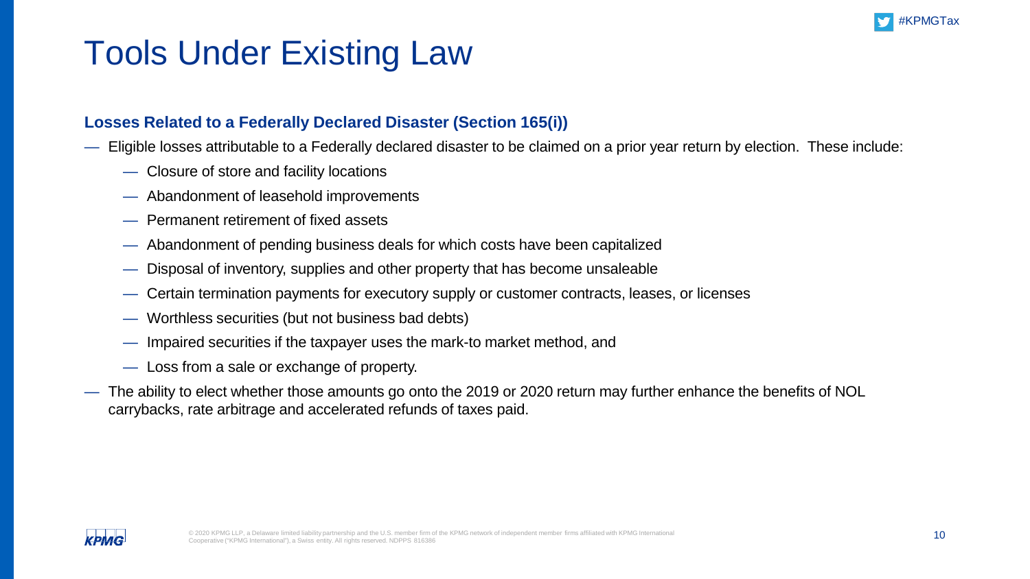# Tools Under Existing Law

### Losses Related to a Federally Declared Disaster (Section 165(i))

- Eligible losses attributable to a Federally declared disaster to be claimed on a prior year return by election. These include:
  - Closure of store and facility locations
  - Abandonment of leasehold improvements
  - Permanent retirement of fixed assets
  - Abandonment of pending business deals for which costs have been capitalized
  - Disposal of inventory, supplies and other property that has become unsaleable
  - Certain termination payments for executory supply or customer contracts, leases, or licenses
  - Worthless securities (but not business bad debts)
  - Impaired securities if the taxpayer uses the mark-to market method, and
  - Loss from a sale or exchange of property.
- The ability to elect whether those amounts go onto the 2019 or 2020 return may further enhance the benefits of NOL carrybacks, rate arbitrage and accelerated refunds of taxes paid.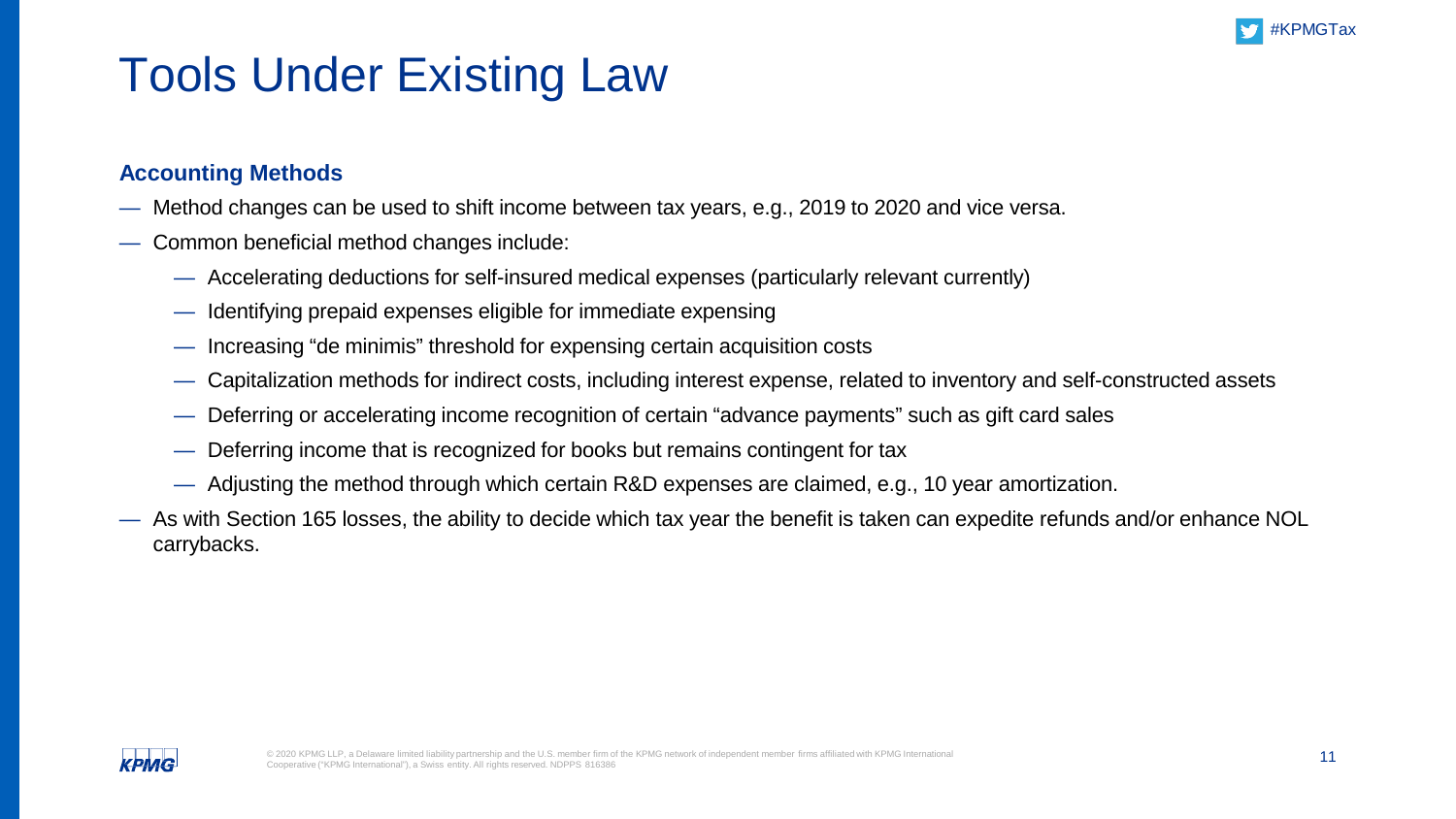# Tools Under Existing Law

### Accounting Methods

- Method changes can be used to shift income between tax years, e.g., 2019 to 2020 and vice versa.
- Common beneficial method changes include:
  - Accelerating deductions for self-insured medical expenses (particularly relevant currently)
  - Identifying prepaid expenses eligible for immediate expensing
  - Increasing "de minimis" threshold for expensing certain acquisition costs
  - Capitalization methods for indirect costs, including interest expense, related to inventory and self-constructed assets
  - Deferring or accelerating income recognition of certain "advance payments" such as gift card sales
  - Deferring income that is recognized for books but remains contingent for tax
  - Adjusting the method through which certain R&D expenses are claimed, e.g., 10 year amortization.
- As with Section 165 losses, the ability to decide which tax year the benefit is taken can expedite refunds and/or enhance NOL carrybacks.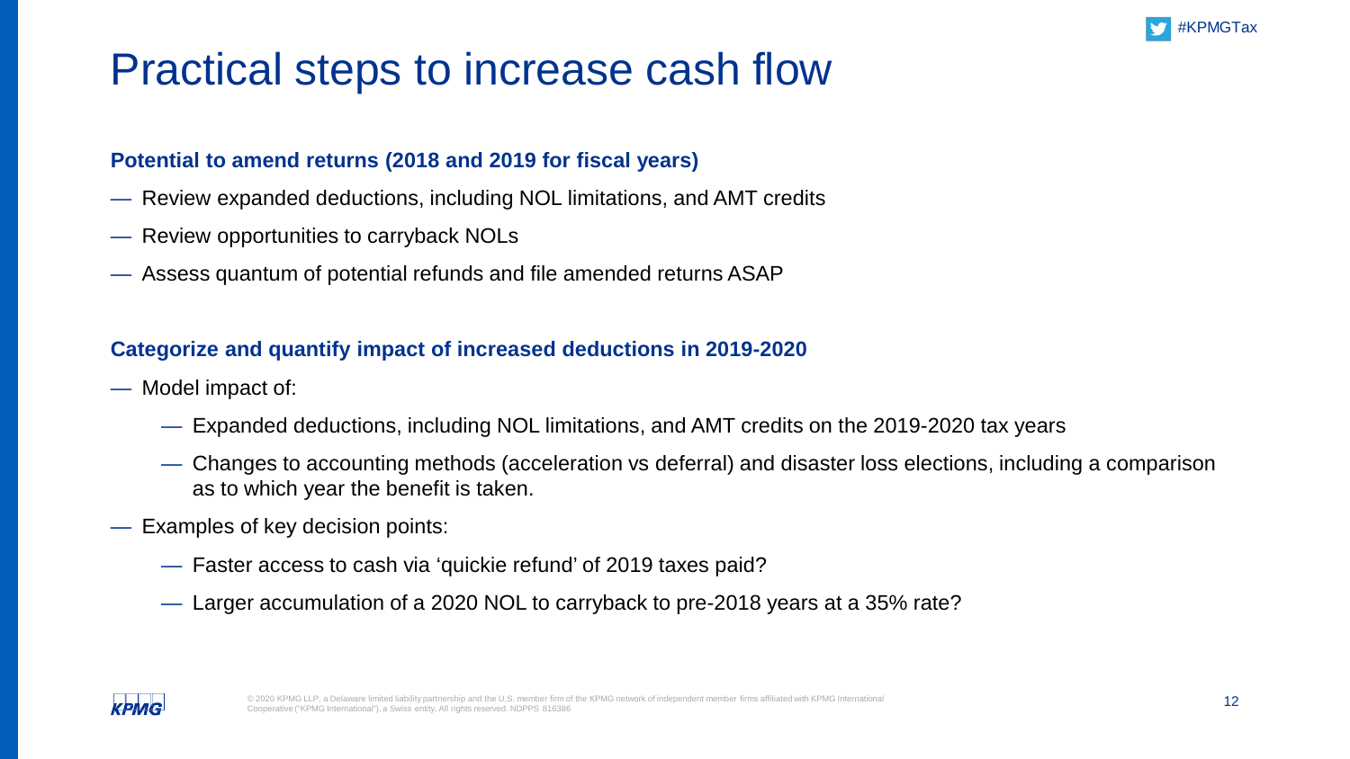# Practical steps to increase cash flow

**Potential to amend returns (2018 and 2019 for fiscal years)**

- Review expanded deductions, including NOL limitations, and AMT credits
- Review opportunities to carryback NOLs
- Assess quantum of potential refunds and file amended returns ASAP

**Categorize and quantify impact of increased deductions in 2019-2020**

- Model impact of:
  - Expanded deductions, including NOL limitations, and AMT credits on the 2019-2020 tax years
  - Changes to accounting methods (acceleration vs deferral) and disaster loss elections, including a comparison as to which year the benefit is taken.
- Examples of key decision points:
  - Faster access to cash via 'quickie refund' of 2019 taxes paid?
  - Larger accumulation of a 2020 NOL to carryback to pre-2018 years at a 35% rate?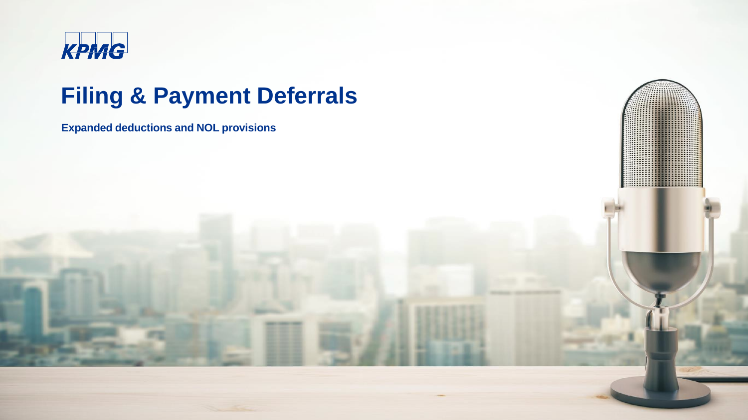KPMG

# Filing & Payment Deferrals

**Expanded deductions and NOL provisions**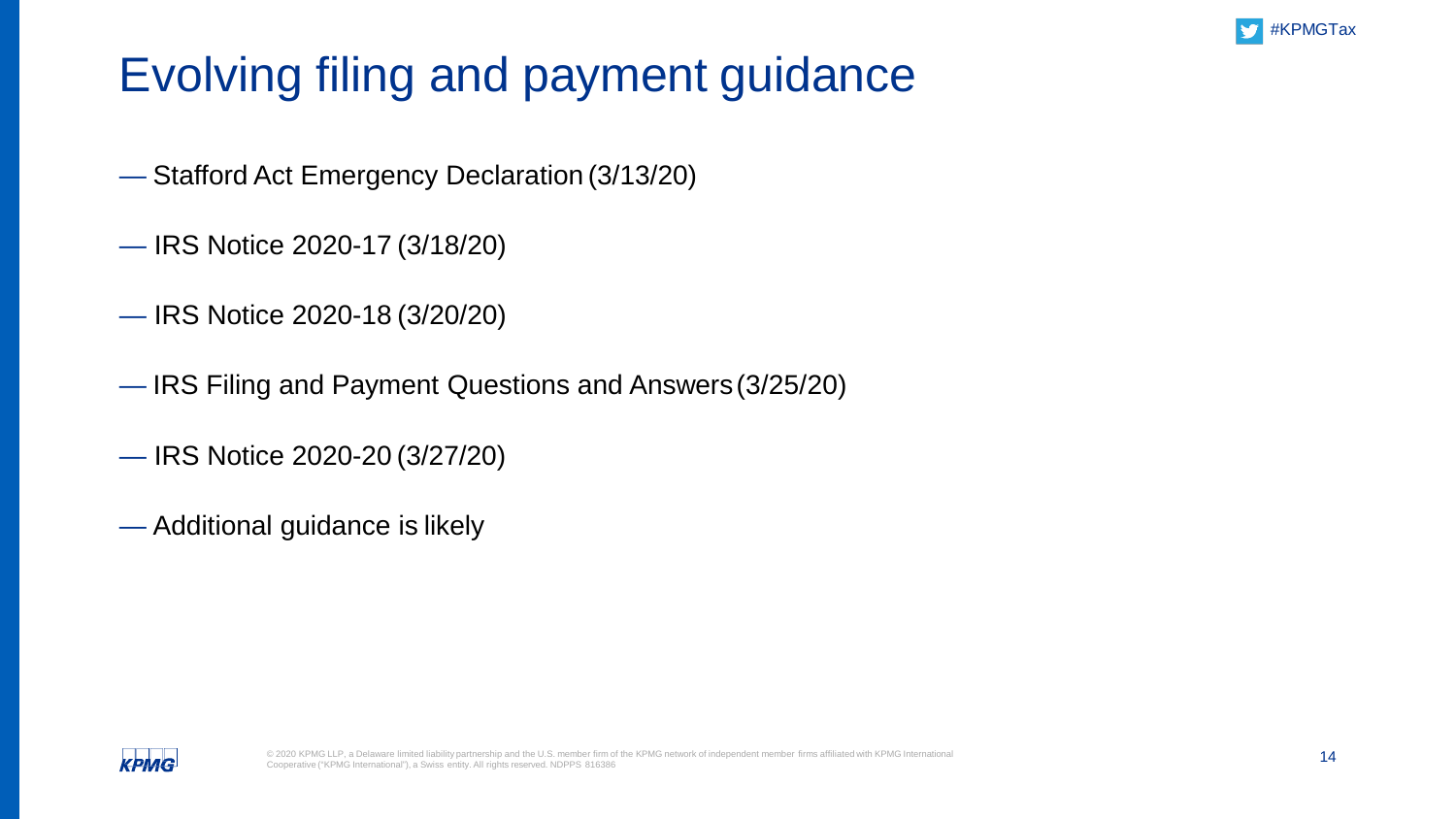# Evolving filing and payment guidance

- Stafford Act Emergency Declaration (3/13/20)
- IRS Notice 2020-17 (3/18/20)
- IRS Notice 2020-18 (3/20/20)
- IRS Filing and Payment Questions and Answers (3/25/20)
- IRS Notice 2020-20 (3/27/20)
- Additional guidance is likely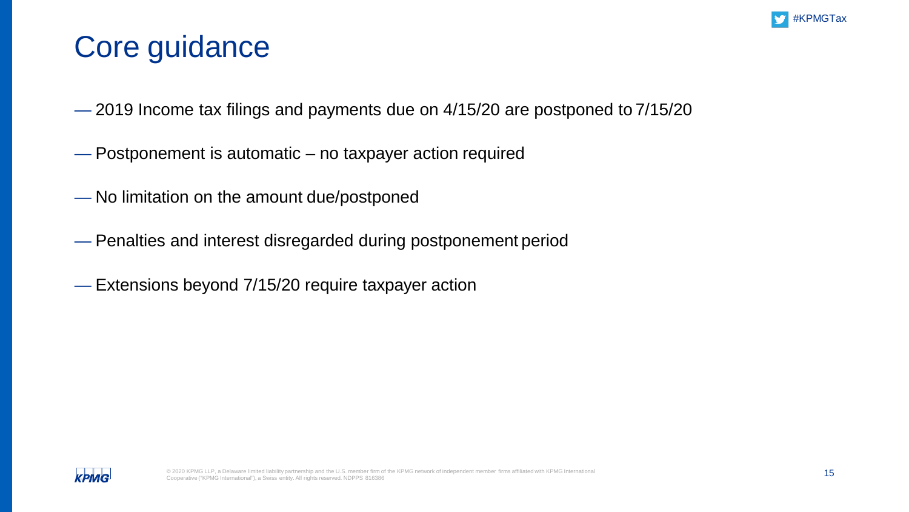# Core guidance

- 2019 Income tax filings and payments due on 4/15/20 are postponed to 7/15/20
- Postponement is automatic – no taxpayer action required
- No limitation on the amount due/postponed
- Penalties and interest disregarded during postponement period
- Extensions beyond 7/15/20 require taxpayer action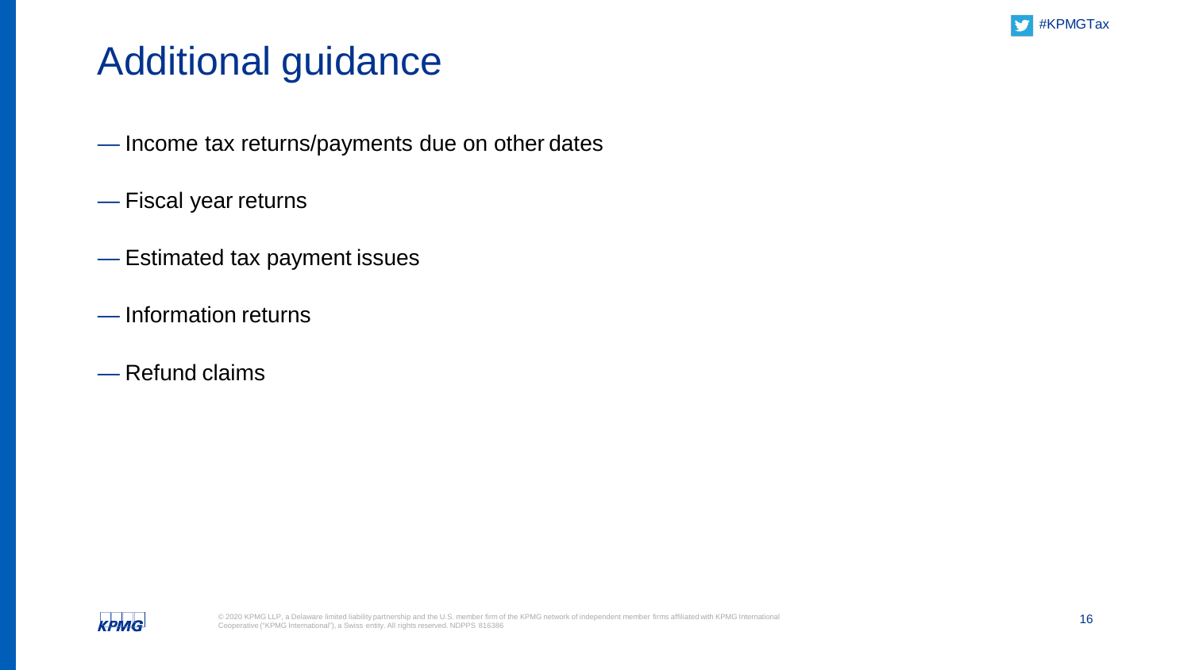# Additional guidance

- Income tax returns/payments due on other dates
- Fiscal year returns
- Estimated tax payment issues
- Information returns
- Refund claims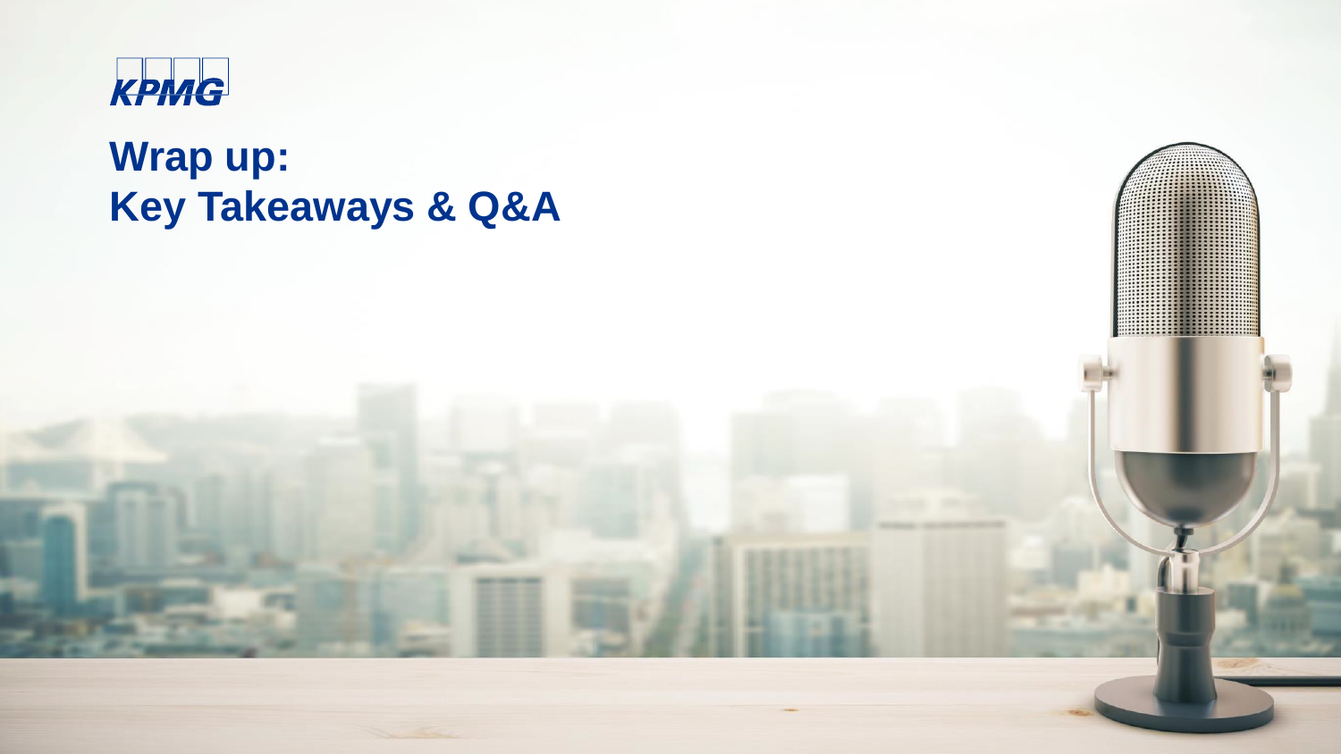KPMG

# Wrap up:
# Key Takeaways & Q&A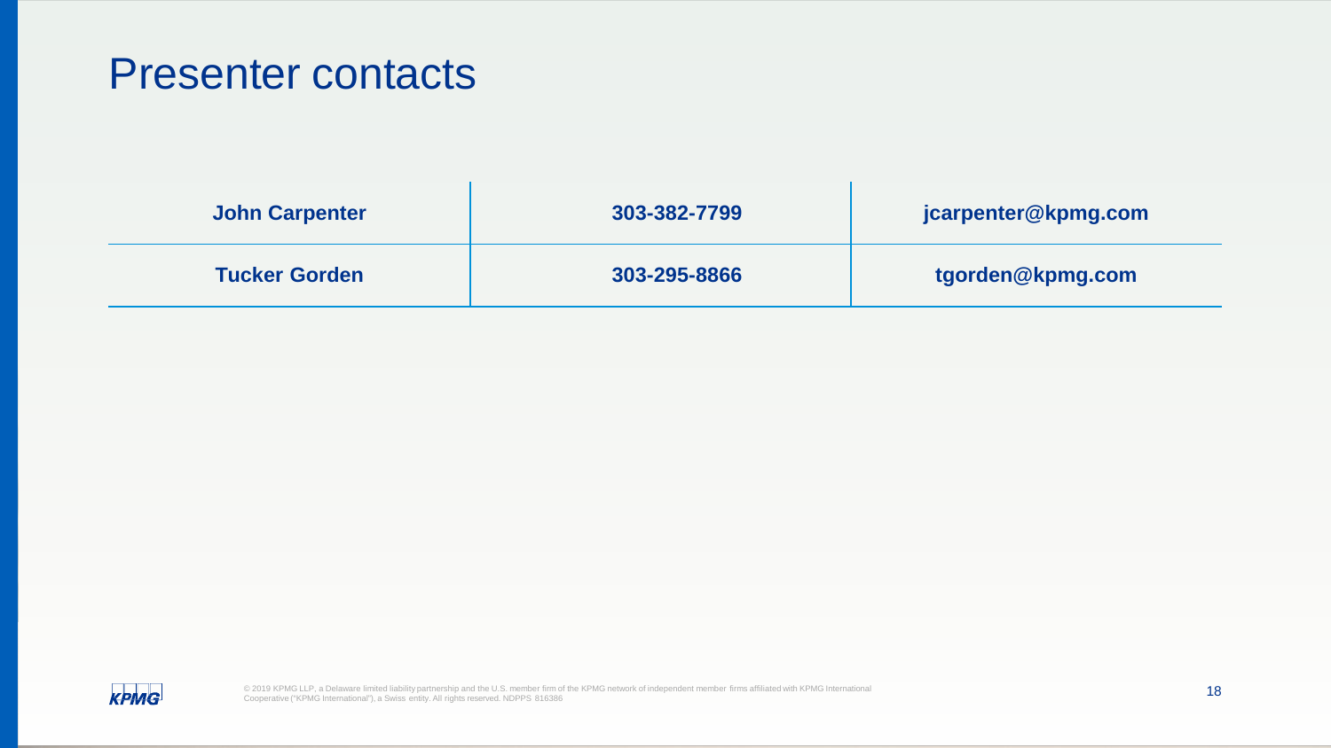# Presenter contacts

| John Carpenter | 303-382-7799 | jcarpenter@kpmg.com |
|---|---|---|
| Tucker Gorden | 303-295-8866 | tgorden@kpmg.com |

© 2019 KPMG LLP, a Delaware limited liability partnership and the U.S. member firm of the KPMG network of independent member firms affiliated with KPMG International Cooperative ("KPMG International"), a Swiss entity. All rights reserved. NDPPS 816386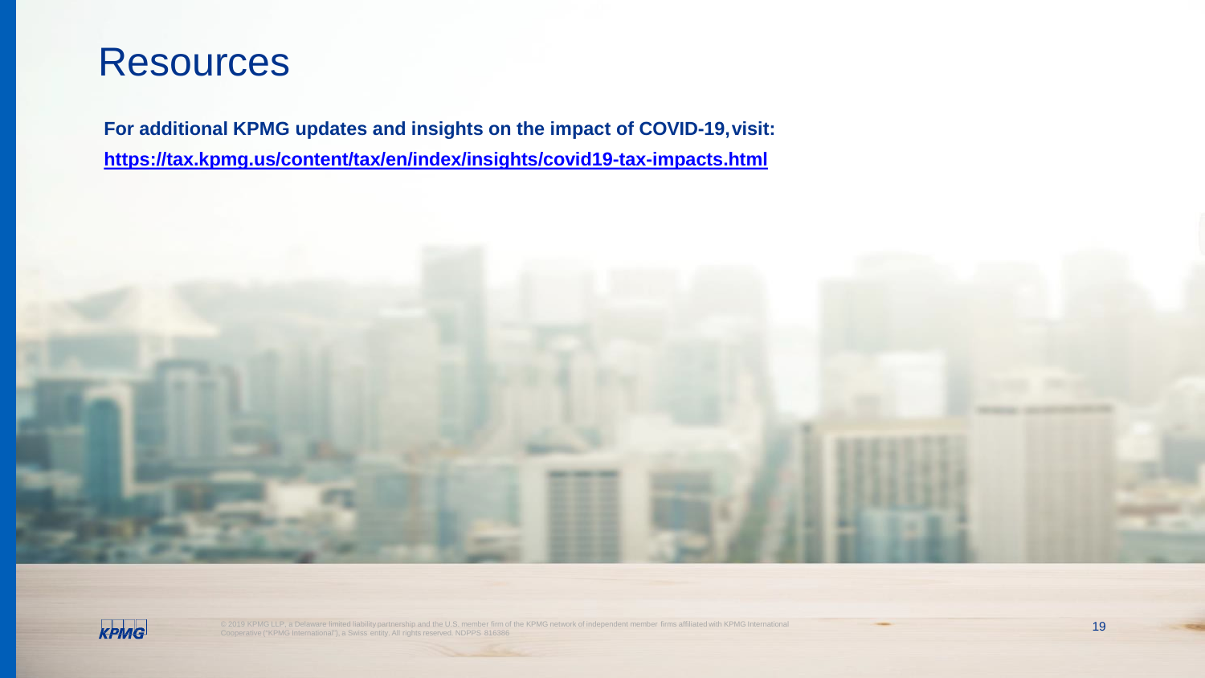# Resources

**For additional KPMG updates and insights on the impact of COVID-19, visit:**

**https://tax.kpmg.us/content/tax/en/index/insights/covid19-tax-impacts.html**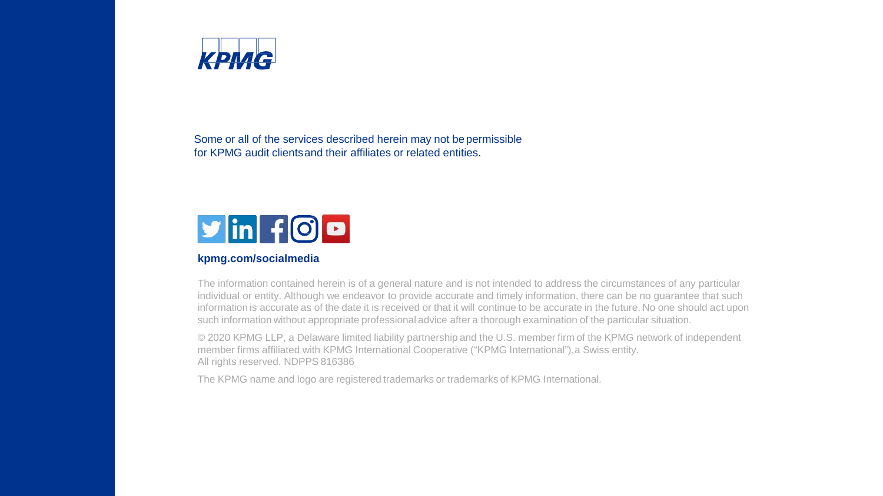KPMG

Some or all of the services described herein may not be permissible for KPMG audit clients and their affiliates or related entities.

**kpmg.com/socialmedia**

The information contained herein is of a general nature and is not intended to address the circumstances of any particular individual or entity. Although we endeavor to provide accurate and timely information, there can be no guarantee that such information is accurate as of the date it is received or that it will continue to be accurate in the future. No one should act upon such information without appropriate professional advice after a thorough examination of the particular situation.

© 2020 KPMG LLP, a Delaware limited liability partnership and the U.S. member firm of the KPMG network of independent member firms affiliated with KPMG International Cooperative ("KPMG International"), a Swiss entity. All rights reserved. NDPPS 816386

The KPMG name and logo are registered trademarks or trademarks of KPMG International.